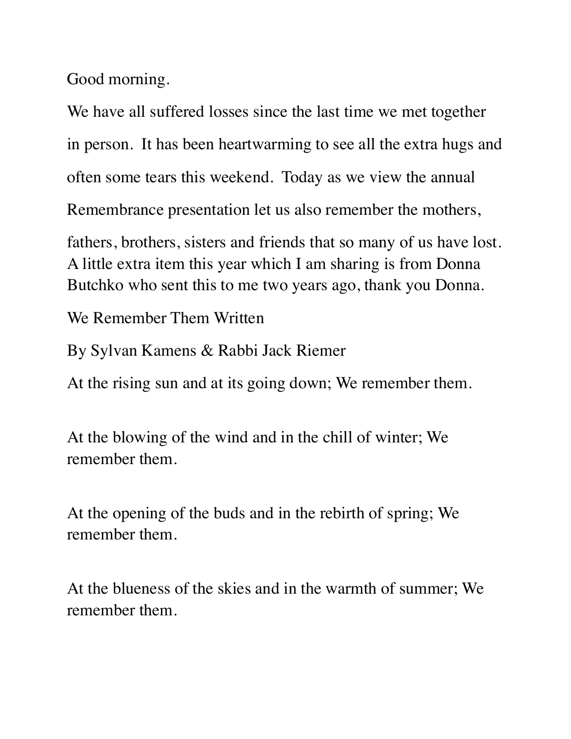Good morning.

We have all suffered losses since the last time we met together in person. It has been heartwarming to see all the extra hugs and often some tears this weekend. Today as we view the annual Remembrance presentation let us also remember the mothers, fathers, brothers, sisters and friends that so many of us have lost. A little extra item this year which I am sharing is from Donna Butchko who sent this to me two years ago, thank you Donna.

We Remember Them Written

By Sylvan Kamens & Rabbi Jack Riemer

At the rising sun and at its going down; We remember them.

At the blowing of the wind and in the chill of winter; We remember them.

At the opening of the buds and in the rebirth of spring; We remember them.

At the blueness of the skies and in the warmth of summer; We remember them.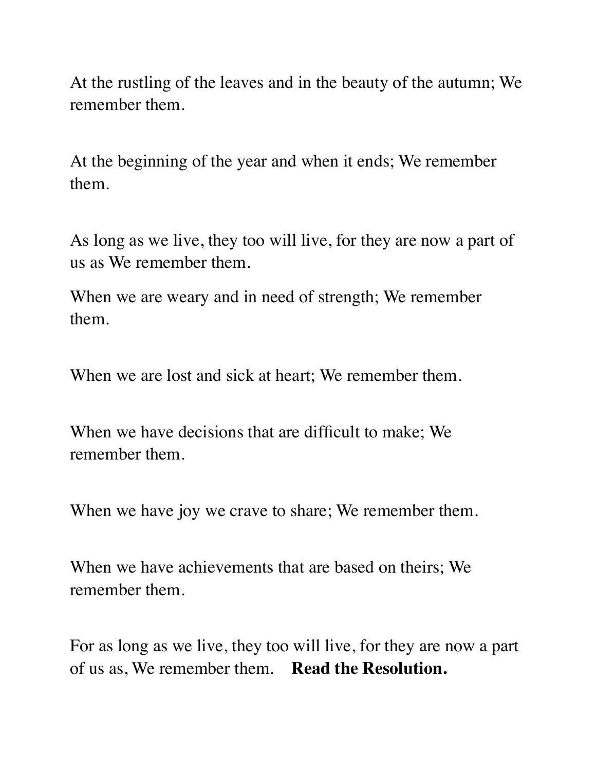At the rustling of the leaves and in the beauty of the autumn; We remember them.

At the beginning of the year and when it ends; We remember them.

As long as we live, they too will live, for they are now a part of us as We remember them.

When we are weary and in need of strength; We remember them.

When we are lost and sick at heart; We remember them.

When we have decisions that are difficult to make; We remember them.

When we have joy we crave to share; We remember them.

When we have achievements that are based on theirs; We remember them.

For as long as we live, they too will live, for they are now a part of us as, We remember them. **Read the Resolution.**